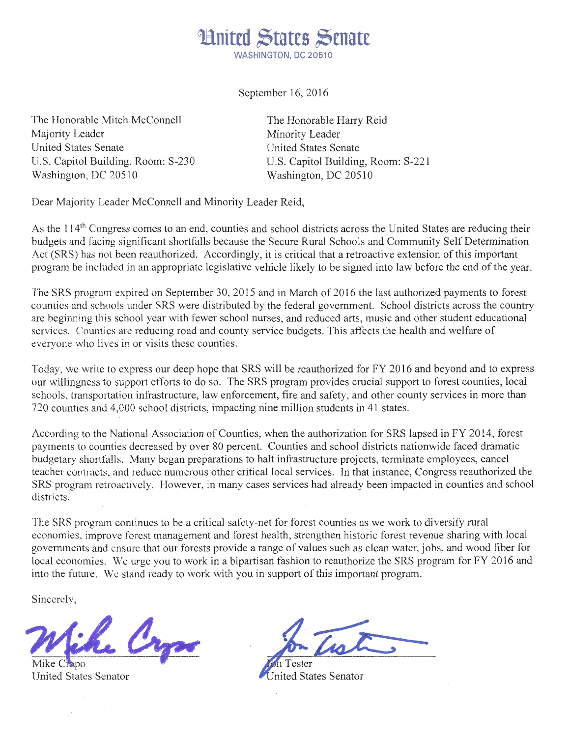# United States Senate

WASHINGTON, DC 20510

September 16, 2016

The Honorable Mitch McConnell
Majority Leader
United States Senate
U.S. Capitol Building, Room: S-230
Washington, DC 20510

The Honorable Harry Reid
Minority Leader
United States Senate
U.S. Capitol Building, Room: S-221
Washington, DC 20510

Dear Majority Leader McConnell and Minority Leader Reid,

As the 114th Congress comes to an end, counties and school districts across the United States are reducing their budgets and facing significant shortfalls because the Secure Rural Schools and Community Self Determination Act (SRS) has not been reauthorized. Accordingly, it is critical that a retroactive extension of this important program be included in an appropriate legislative vehicle likely to be signed into law before the end of the year.

The SRS program expired on September 30, 2015 and in March of 2016 the last authorized payments to forest counties and schools under SRS were distributed by the federal government. School districts across the country are beginning this school year with fewer school nurses, and reduced arts, music and other student educational services. Counties are reducing road and county service budgets. This affects the health and welfare of everyone who lives in or visits these counties.

Today, we write to express our deep hope that SRS will be reauthorized for FY 2016 and beyond and to express our willingness to support efforts to do so. The SRS program provides crucial support to forest counties, local schools, transportation infrastructure, law enforcement, fire and safety, and other county services in more than 720 counties and 4,000 school districts, impacting nine million students in 41 states.

According to the National Association of Counties, when the authorization for SRS lapsed in FY 2014, forest payments to counties decreased by over 80 percent. Counties and school districts nationwide faced dramatic budgetary shortfalls. Many began preparations to halt infrastructure projects, terminate employees, cancel teacher contracts, and reduce numerous other critical local services. In that instance, Congress reauthorized the SRS program retroactively. However, in many cases services had already been impacted in counties and school districts.

The SRS program continues to be a critical safety-net for forest counties as we work to diversify rural economies, improve forest management and forest health, strengthen historic forest revenue sharing with local governments and ensure that our forests provide a range of values such as clean water, jobs, and wood fiber for local economies. We urge you to work in a bipartisan fashion to reauthorize the SRS program for FY 2016 and into the future. We stand ready to work with you in support of this important program.

Sincerely,

Mike Crapo
United States Senator

Jon Tester
United States Senator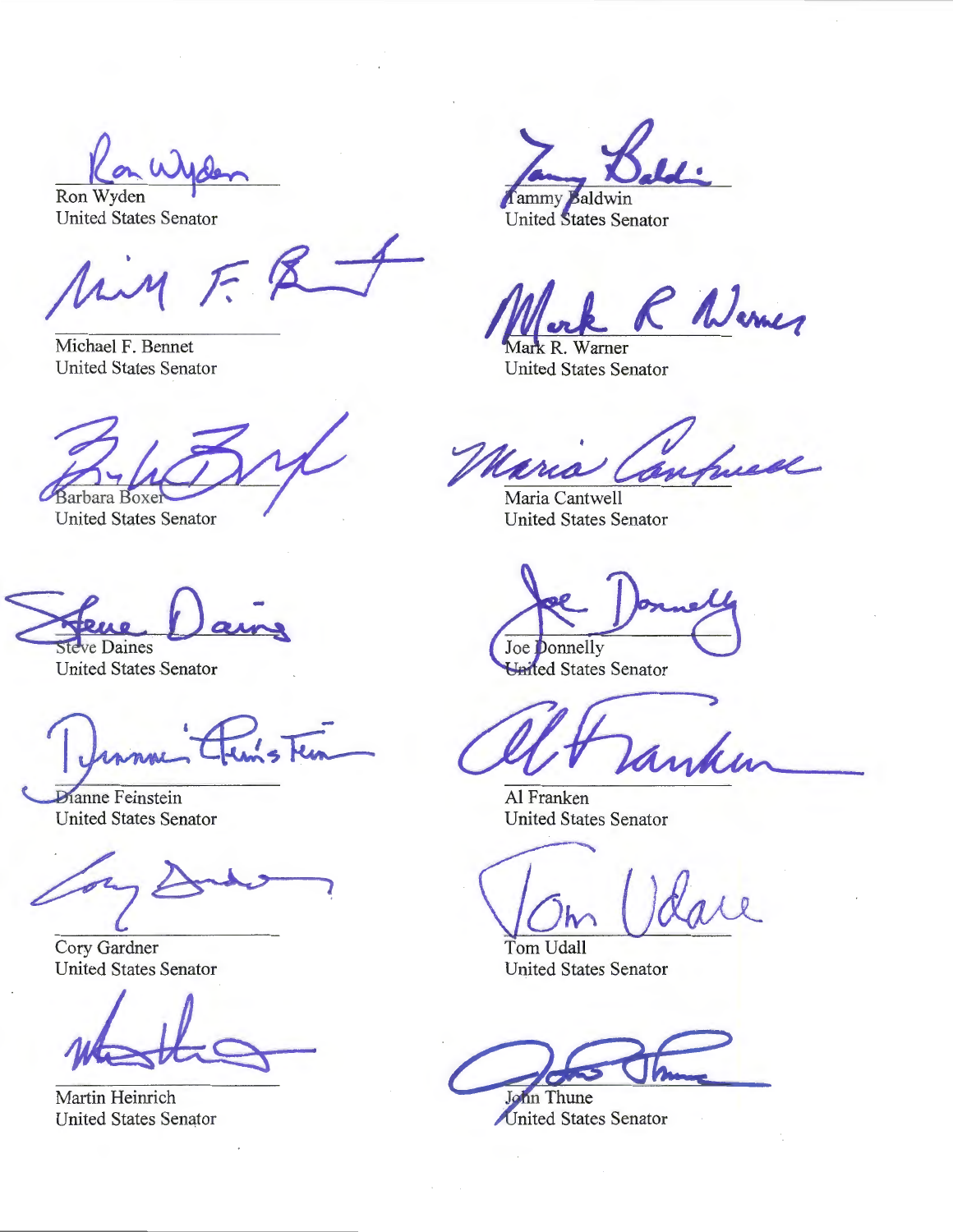Ron Wyden
United States Senator

Tammy Baldwin
United States Senator

Michael F. Bennet
United States Senator

Mark R. Warner
United States Senator

Barbara Boxer
United States Senator

Maria Cantwell
United States Senator

Steve Daines
United States Senator

Joe Donnelly
United States Senator

Dianne Feinstein
United States Senator

Al Franken
United States Senator

Cory Gardner
United States Senator

Tom Udall
United States Senator

Martin Heinrich
United States Senator

John Thune
United States Senator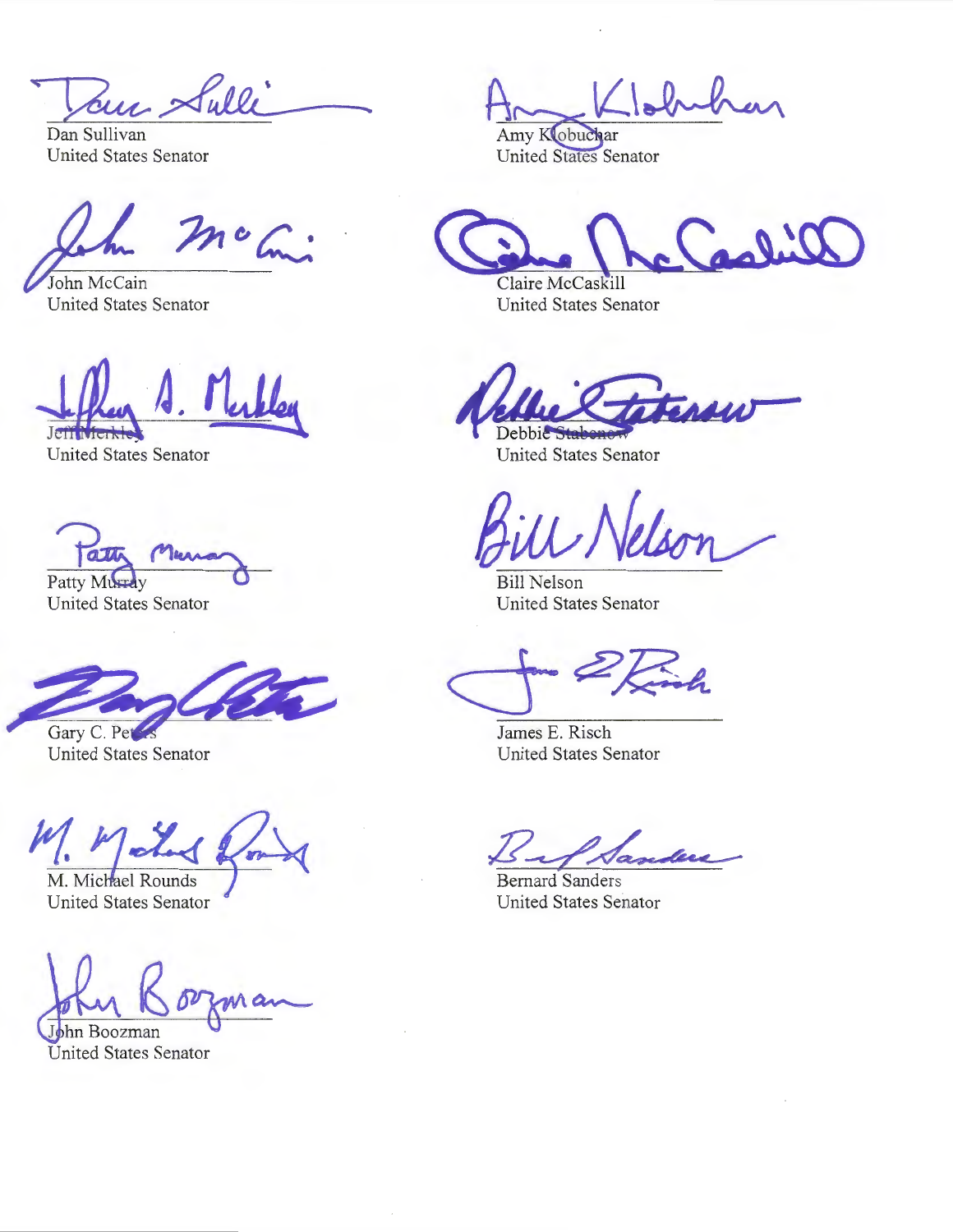Dan Sullivan
United States Senator

Amy Klobuchar
United States Senator

John McCain
United States Senator

Claire McCaskill
United States Senator

Jeff Merkley
United States Senator

Debbie Stabenow
United States Senator

Patty Murray
United States Senator

Bill Nelson
United States Senator

Gary C. Peters
United States Senator

James E. Risch
United States Senator

M. Michael Rounds
United States Senator

Bernard Sanders
United States Senator

John Boozman
United States Senator